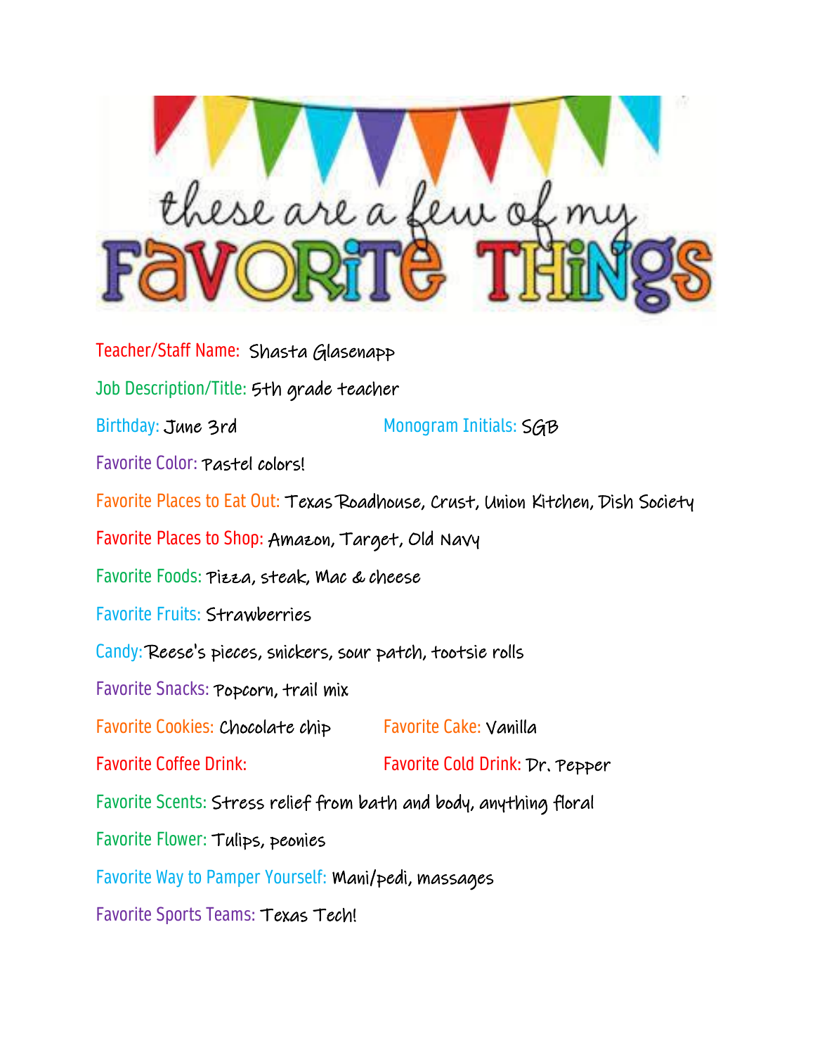# these are a few of my FAVORITE THINGS

Teacher/Staff Name: Shasta Glasenapp

Job Description/Title: 5th grade teacher

Birthday: June 3rd

Monogram Initials: SGB

Favorite Color: Pastel colors!

Favorite Places to Eat Out: Texas Roadhouse, Crust, Union Kitchen, Dish Society

Favorite Places to Shop: Amazon, Target, Old Navy

Favorite Foods: Pizza, steak, Mac & cheese

Favorite Fruits: Strawberries

Candy: Reese's pieces, snickers, sour patch, tootsie rolls

Favorite Snacks: Popcorn, trail mix

Favorite Cookies: Chocolate chip

Favorite Cake: Vanilla

Favorite Coffee Drink:

Favorite Cold Drink: Dr. Pepper

Favorite Scents: Stress relief from bath and body, anything floral

Favorite Flower: Tulips, peonies

Favorite Way to Pamper Yourself: Mani/pedi, massages

Favorite Sports Teams: Texas Tech!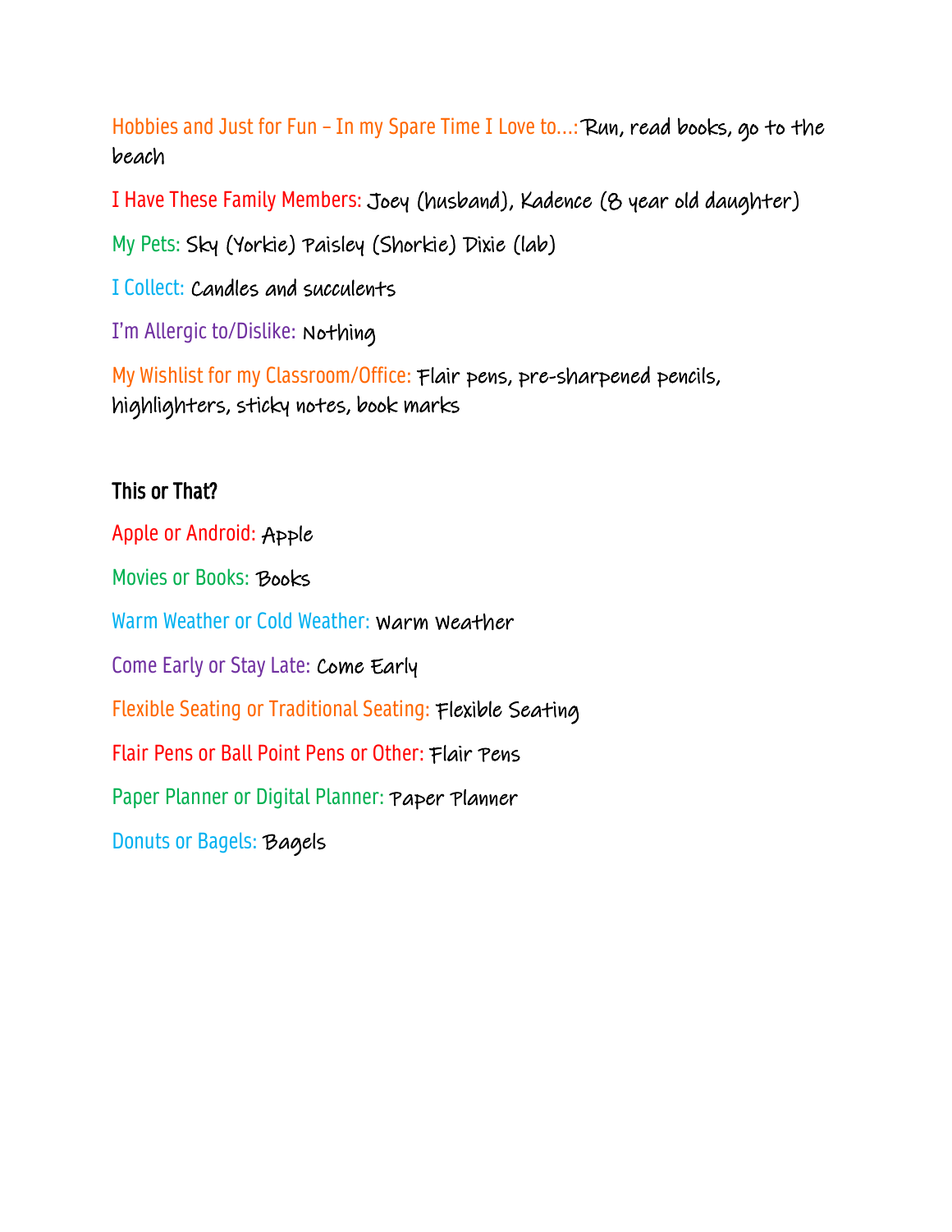Hobbies and Just for Fun – In my Spare Time I Love to…: Run, read books, go to the beach

I Have These Family Members: Joey (husband), Kadence (8 year old daughter)

My Pets: Sky (Yorkie) Paisley (Shorkie) Dixie (lab)

I Collect: Candles and succulents

I'm Allergic to/Dislike: Nothing

My Wishlist for my Classroom/Office: Flair pens, pre-sharpened pencils, highlighters, sticky notes, book marks

**This or That?**

Apple or Android: Apple

Movies or Books: Books

Warm Weather or Cold Weather: Warm Weather

Come Early or Stay Late: Come Early

Flexible Seating or Traditional Seating: Flexible Seating

Flair Pens or Ball Point Pens or Other: Flair Pens

Paper Planner or Digital Planner: Paper Planner

Donuts or Bagels: Bagels